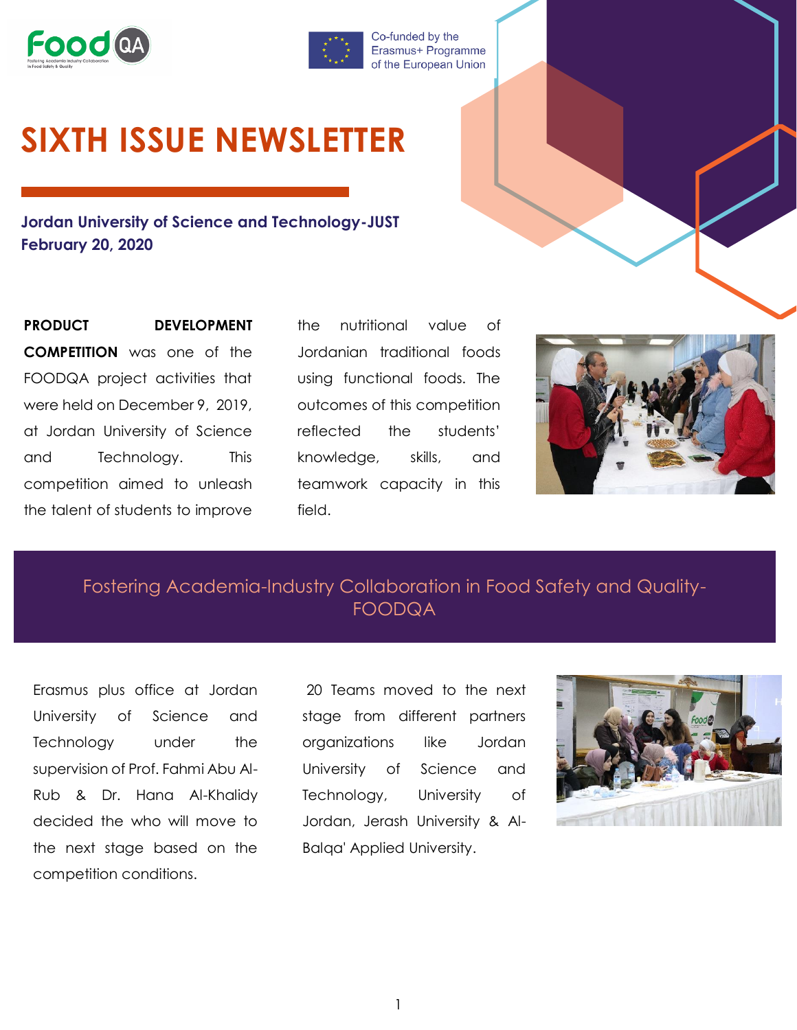Co-funded by the Erasmus+ Programme of the European Union

# SIXTH ISSUE NEWSLETTER

**Jordan University of Science and Technology-JUST**
**February 20, 2020**

**PRODUCT DEVELOPMENT COMPETITION** was one of the FOODQA project activities that were held on December 9, 2019, at Jordan University of Science and Technology. This competition aimed to unleash the talent of students to improve the nutritional value of Jordanian traditional foods using functional foods. The outcomes of this competition reflected the students' knowledge, skills, and teamwork capacity in this field.

## Fostering Academia-Industry Collaboration in Food Safety and Quality-FOODQA

Erasmus plus office at Jordan University of Science and Technology under the supervision of Prof. Fahmi Abu Al-Rub & Dr. Hana Al-Khalidy decided the who will move to the next stage based on the competition conditions.

20 Teams moved to the next stage from different partners organizations like Jordan University of Science and Technology, University of Jordan, Jerash University & Al-Balqa' Applied University.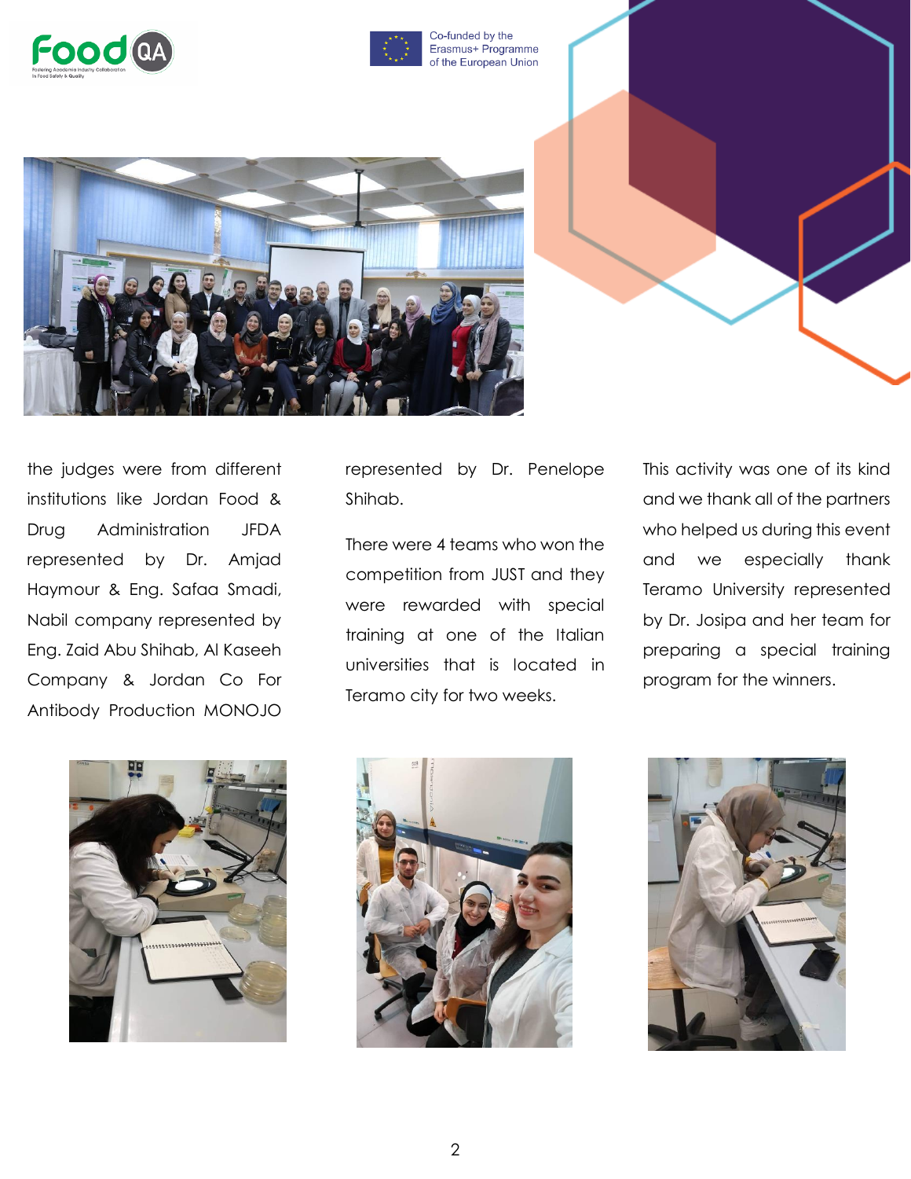the judges were from different institutions like Jordan Food & Drug Administration JFDA represented by Dr. Amjad Haymour & Eng. Safaa Smadi, Nabil company represented by Eng. Zaid Abu Shihab, Al Kaseeh Company & Jordan Co For Antibody Production MONOJO represented by Dr. Penelope Shihab.

There were 4 teams who won the competition from JUST and they were rewarded with special training at one of the Italian universities that is located in Teramo city for two weeks.

This activity was one of its kind and we thank all of the partners who helped us during this event and we especially thank Teramo University represented by Dr. Josipa and her team for preparing a special training program for the winners.